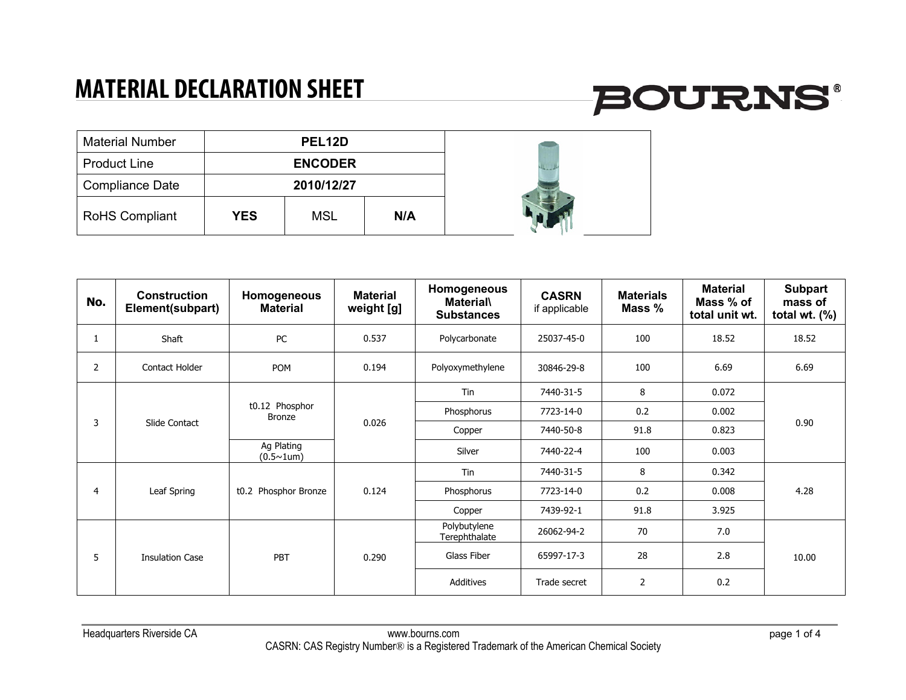# MATERIAL DECLARATION SHEET

BOURNS®

| Material Number | PEL12D | | |
|---|---|---|---|
| Product Line | ENCODER | | |
| Compliance Date | 2010/12/27 | | |
| RoHS Compliant | **YES** | MSL | **N/A** |

| No. | Construction Element(subpart) | Homogeneous Material | Material weight [g] | Homogeneous Material\ Substances | CASRN if applicable | Materials Mass % | Material Mass % of total unit wt. | Subpart mass of total wt. (%) |
|---|---|---|---|---|---|---|---|---|
| 1 | Shaft | PC | 0.537 | Polycarbonate | 25037-45-0 | 100 | 18.52 | 18.52 |
| 2 | Contact Holder | POM | 0.194 | Polyoxymethylene | 30846-29-8 | 100 | 6.69 | 6.69 |
| 3 | Slide Contact | t0.12 Phosphor Bronze | 0.026 | Tin | 7440-31-5 | 8 | 0.072 | 0.90 |
| | | | | Phosphorus | 7723-14-0 | 0.2 | 0.002 | |
| | | | | Copper | 7440-50-8 | 91.8 | 0.823 | |
| | | Ag Plating (0.5~1um) | | Silver | 7440-22-4 | 100 | 0.003 | |
| 4 | Leaf Spring | t0.2 Phosphor Bronze | 0.124 | Tin | 7440-31-5 | 8 | 0.342 | 4.28 |
| | | | | Phosphorus | 7723-14-0 | 0.2 | 0.008 | |
| | | | | Copper | 7439-92-1 | 91.8 | 3.925 | |
| 5 | Insulation Case | PBT | 0.290 | Polybutylene Terephthalate | 26062-94-2 | 70 | 7.0 | 10.00 |
| | | | | Glass Fiber | 65997-17-3 | 28 | 2.8 | |
| | | | | Additives | Trade secret | 2 | 0.2 | |

Headquarters Riverside CA www.bourns.com

CASRN: CAS Registry Number® is a Registered Trademark of the American Chemical Society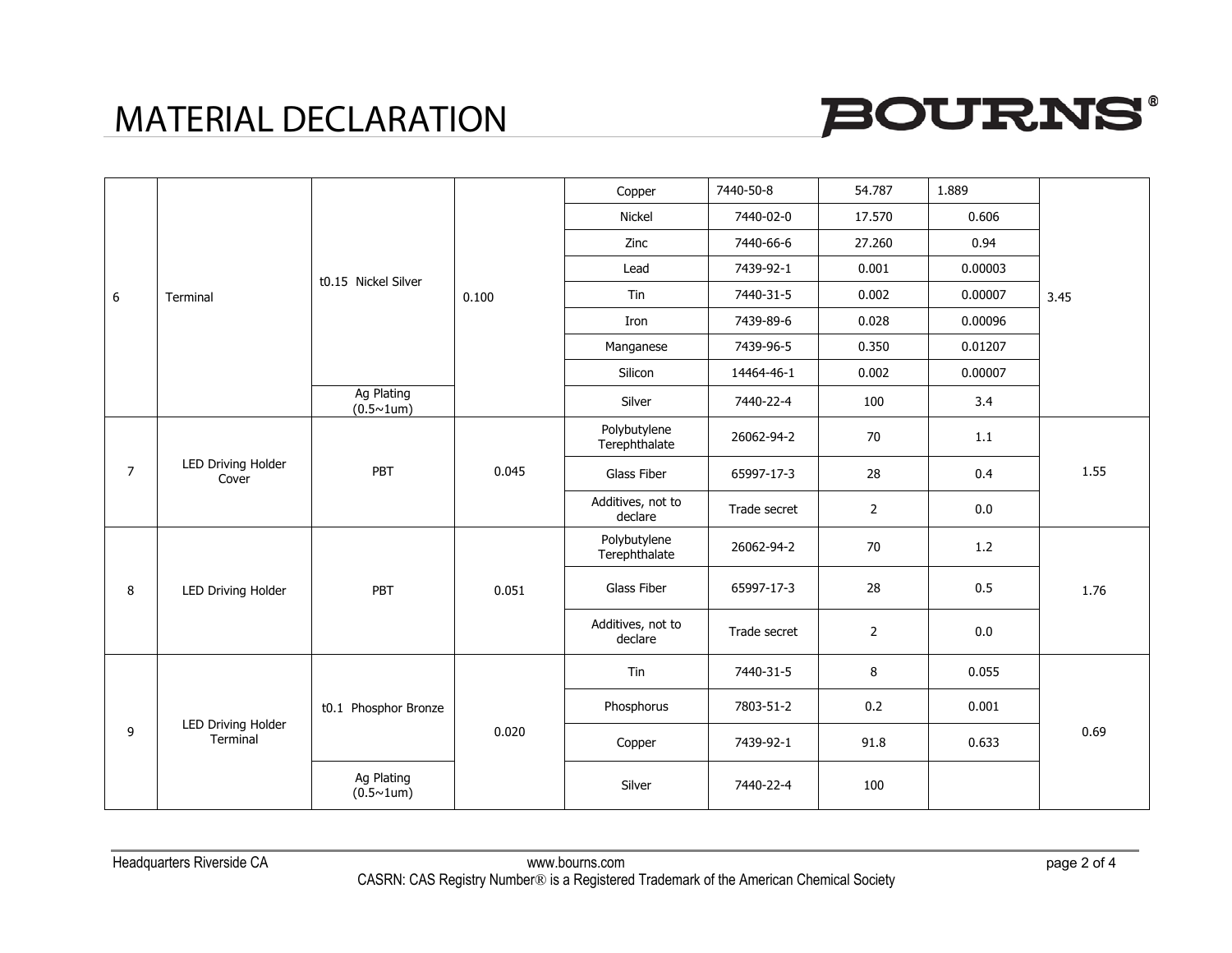# MATERIAL DECLARATION

| | | | | | | | | |
|---|---|---|---|---|---|---|---|---|
| 6 | Terminal | t0.15 Nickel Silver | 0.100 | Copper | 7440-50-8 | 54.787 | 1.889 | 3.45 |
| | | | | Nickel | 7440-02-0 | 17.570 | 0.606 | |
| | | | | Zinc | 7440-66-6 | 27.260 | 0.94 | |
| | | | | Lead | 7439-92-1 | 0.001 | 0.00003 | |
| | | | | Tin | 7440-31-5 | 0.002 | 0.00007 | |
| | | | | Iron | 7439-89-6 | 0.028 | 0.00096 | |
| | | | | Manganese | 7439-96-5 | 0.350 | 0.01207 | |
| | | | | Silicon | 14464-46-1 | 0.002 | 0.00007 | |
| | | Ag Plating (0.5~1um) | | Silver | 7440-22-4 | 100 | 3.4 | |
| 7 | LED Driving Holder Cover | PBT | 0.045 | Polybutylene Terephthalate | 26062-94-2 | 70 | 1.1 | 1.55 |
| | | | | Glass Fiber | 65997-17-3 | 28 | 0.4 | |
| | | | | Additives, not to declare | Trade secret | 2 | 0.0 | |
| 8 | LED Driving Holder | PBT | 0.051 | Polybutylene Terephthalate | 26062-94-2 | 70 | 1.2 | 1.76 |
| | | | | Glass Fiber | 65997-17-3 | 28 | 0.5 | |
| | | | | Additives, not to declare | Trade secret | 2 | 0.0 | |
| 9 | LED Driving Holder Terminal | t0.1 Phosphor Bronze | 0.020 | Tin | 7440-31-5 | 8 | 0.055 | 0.69 |
| | | | | Phosphorus | 7803-51-2 | 0.2 | 0.001 | |
| | | | | Copper | 7439-92-1 | 91.8 | 0.633 | |
| | | Ag Plating (0.5~1um) | | Silver | 7440-22-4 | 100 | | |

Headquarters Riverside CA www.bourns.com

CASRN: CAS Registry Number® is a Registered Trademark of the American Chemical Society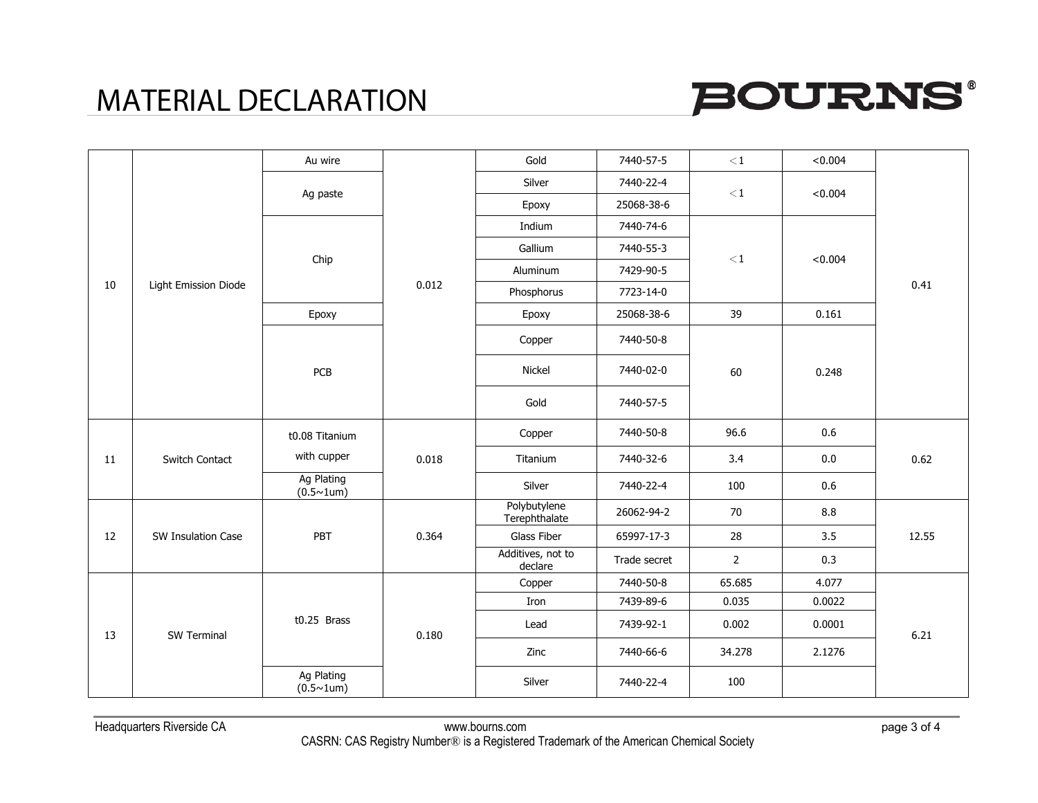# MATERIAL DECLARATION

| | | | | | | | | |
|---|---|---|---|---|---|---|---|---|
| 10 | Light Emission Diode | Au wire | 0.012 | Gold | 7440-57-5 | ＜1 | <0.004 | 0.41 |
| | | Ag paste | | Silver | 7440-22-4 | ＜1 | <0.004 | |
| | | | | Epoxy | 25068-38-6 | | | |
| | | Chip | | Indium | 7440-74-6 | ＜1 | <0.004 | |
| | | | | Gallium | 7440-55-3 | | | |
| | | | | Aluminum | 7429-90-5 | | | |
| | | | | Phosphorus | 7723-14-0 | | | |
| | | Epoxy | | Epoxy | 25068-38-6 | 39 | 0.161 | |
| | | PCB | | Copper | 7440-50-8 | 60 | 0.248 | |
| | | | | Nickel | 7440-02-0 | | | |
| | | | | Gold | 7440-57-5 | | | |
| 11 | Switch Contact | t0.08 Titanium with cupper | 0.018 | Copper | 7440-50-8 | 96.6 | 0.6 | 0.62 |
| | | | | Titanium | 7440-32-6 | 3.4 | 0.0 | |
| | | Ag Plating (0.5~1um) | | Silver | 7440-22-4 | 100 | 0.6 | |
| 12 | SW Insulation Case | PBT | 0.364 | Polybutylene Terephthalate | 26062-94-2 | 70 | 8.8 | 12.55 |
| | | | | Glass Fiber | 65997-17-3 | 28 | 3.5 | |
| | | | | Additives, not to declare | Trade secret | 2 | 0.3 | |
| 13 | SW Terminal | t0.25 Brass | 0.180 | Copper | 7440-50-8 | 65.685 | 4.077 | 6.21 |
| | | | | Iron | 7439-89-6 | 0.035 | 0.0022 | |
| | | | | Lead | 7439-92-1 | 0.002 | 0.0001 | |
| | | | | Zinc | 7440-66-6 | 34.278 | 2.1276 | |
| | | Ag Plating (0.5~1um) | | Silver | 7440-22-4 | 100 | | |

Headquarters Riverside CA www.bourns.com

CASRN: CAS Registry Number® is a Registered Trademark of the American Chemical Society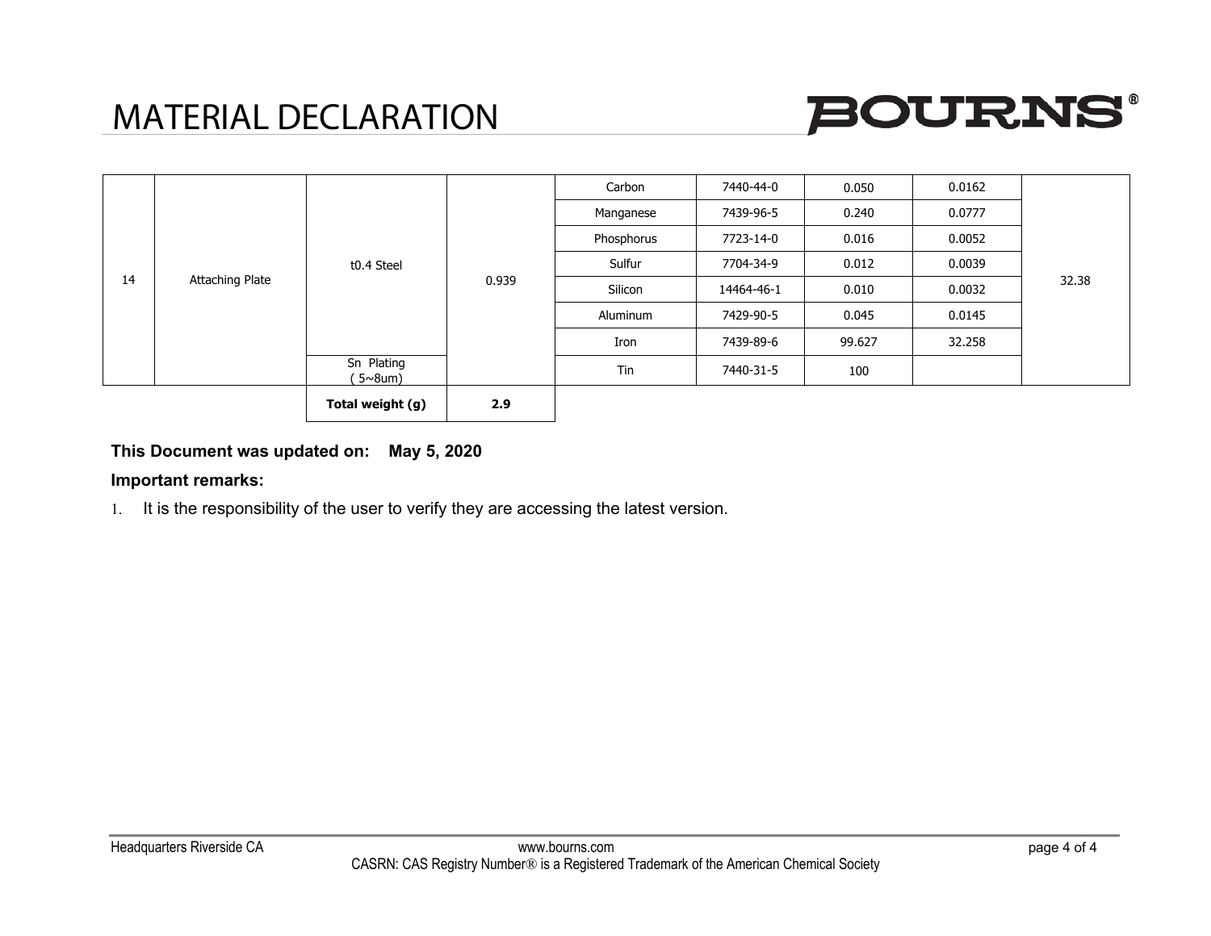# MATERIAL DECLARATION

| | | | | | | | | |
|---|---|---|---|---|---|---|---|---|
| 14 | Attaching Plate | t0.4 Steel | 0.939 | Carbon | 7440-44-0 | 0.050 | 0.0162 | 32.38 |
| | | | | Manganese | 7439-96-5 | 0.240 | 0.0777 | |
| | | | | Phosphorus | 7723-14-0 | 0.016 | 0.0052 | |
| | | | | Sulfur | 7704-34-9 | 0.012 | 0.0039 | |
| | | | | Silicon | 14464-46-1 | 0.010 | 0.0032 | |
| | | | | Aluminum | 7429-90-5 | 0.045 | 0.0145 | |
| | | | | Iron | 7439-89-6 | 99.627 | 32.258 | |
| | | Sn Plating ( 5~8um) | | Tin | 7440-31-5 | 100 | | |
| | | **Total weight (g)** | **2.9** | | | | | |

**This Document was updated on: May 5, 2020**

**Important remarks:**

1. It is the responsibility of the user to verify they are accessing the latest version.

Headquarters Riverside CA www.bourns.com

CASRN: CAS Registry Number® is a Registered Trademark of the American Chemical Society